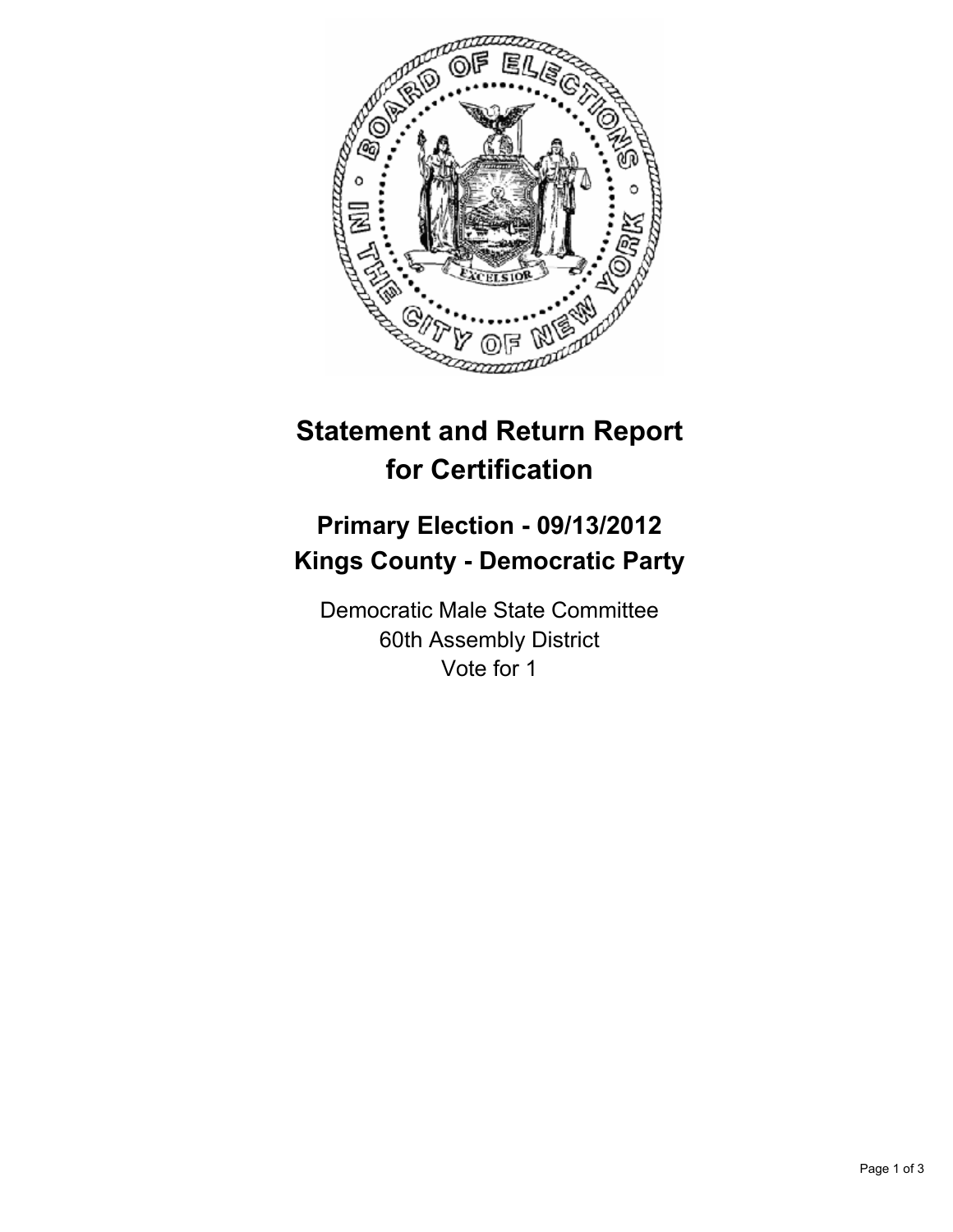# Statement and Return Report for Certification

## Primary Election - 09/13/2012
## Kings County - Democratic Party

Democratic Male State Committee
60th Assembly District
Vote for 1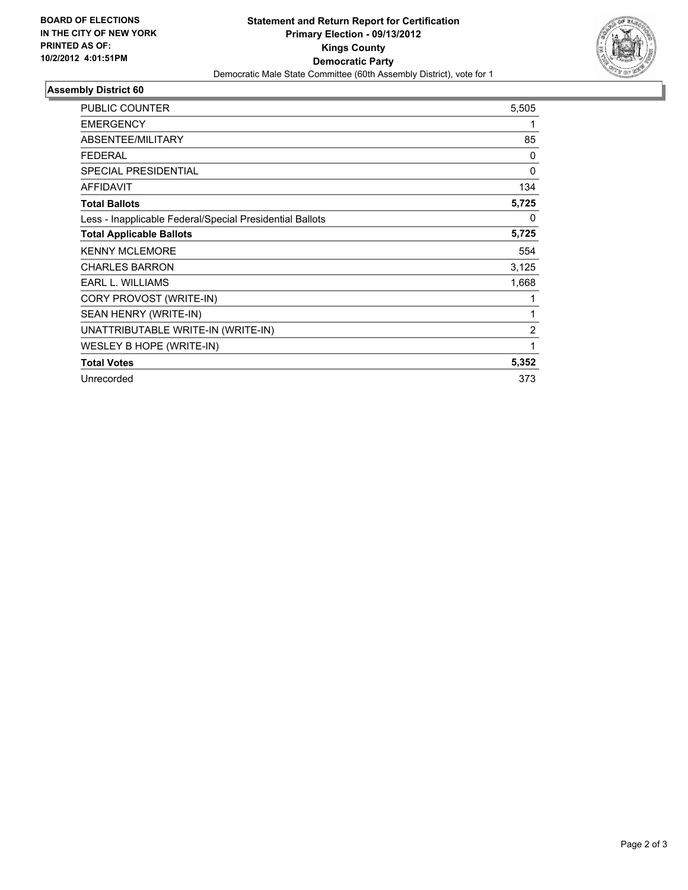**BOARD OF ELECTIONS IN THE CITY OF NEW YORK PRINTED AS OF: 10/2/2012 4:01:51PM**

# Statement and Return Report for Certification
## Primary Election - 09/13/2012
## Kings County
## Democratic Party

Democratic Male State Committee (60th Assembly District), vote for 1

### Assembly District 60

| | |
|---|---|
| PUBLIC COUNTER | 5,505 |
| EMERGENCY | 1 |
| ABSENTEE/MILITARY | 85 |
| FEDERAL | 0 |
| SPECIAL PRESIDENTIAL | 0 |
| AFFIDAVIT | 134 |
| **Total Ballots** | **5,725** |
| Less - Inapplicable Federal/Special Presidential Ballots | 0 |
| **Total Applicable Ballots** | **5,725** |
| KENNY MCLEMORE | 554 |
| CHARLES BARRON | 3,125 |
| EARL L. WILLIAMS | 1,668 |
| CORY PROVOST (WRITE-IN) | 1 |
| SEAN HENRY (WRITE-IN) | 1 |
| UNATTRIBUTABLE WRITE-IN (WRITE-IN) | 2 |
| WESLEY B HOPE (WRITE-IN) | 1 |
| **Total Votes** | **5,352** |
| Unrecorded | 373 |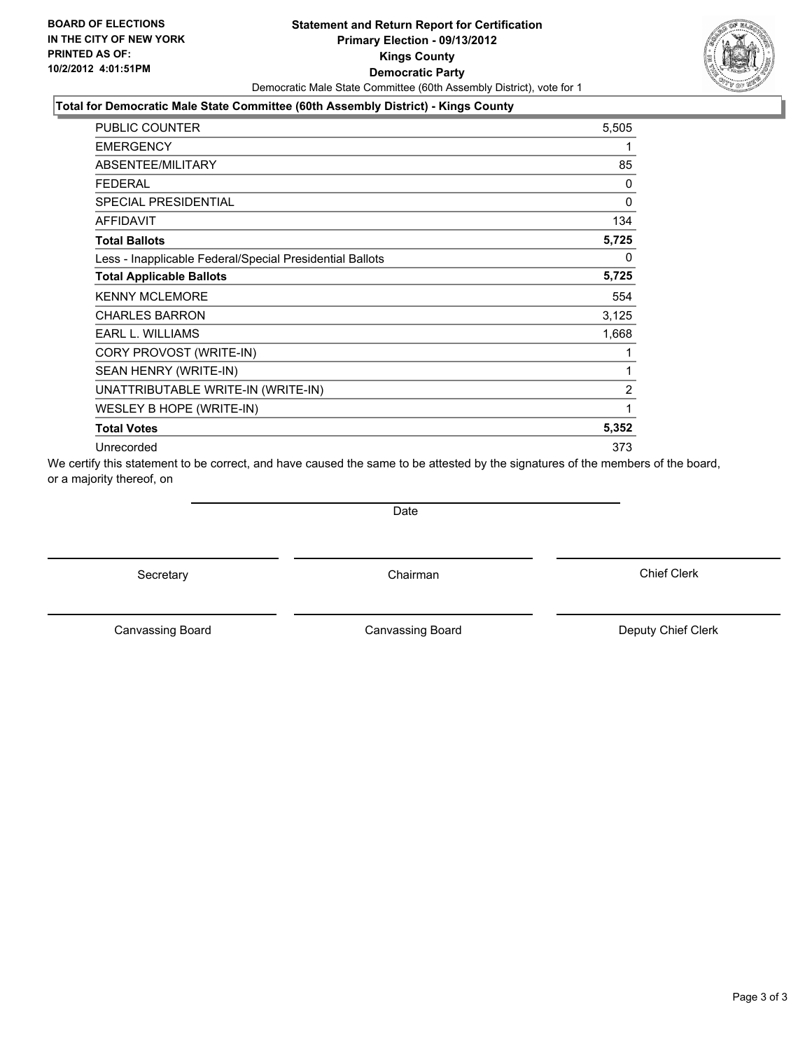**BOARD OF ELECTIONS IN THE CITY OF NEW YORK PRINTED AS OF: 10/2/2012 4:01:51PM**

**Statement and Return Report for Certification**
**Primary Election - 09/13/2012**
**Kings County**
**Democratic Party**
Democratic Male State Committee (60th Assembly District), vote for 1

**Total for Democratic Male State Committee (60th Assembly District) - Kings County**

| | |
|---|---|
| PUBLIC COUNTER | 5,505 |
| EMERGENCY | 1 |
| ABSENTEE/MILITARY | 85 |
| FEDERAL | 0 |
| SPECIAL PRESIDENTIAL | 0 |
| AFFIDAVIT | 134 |
| **Total Ballots** | **5,725** |
| Less - Inapplicable Federal/Special Presidential Ballots | 0 |
| **Total Applicable Ballots** | **5,725** |
| KENNY MCLEMORE | 554 |
| CHARLES BARRON | 3,125 |
| EARL L. WILLIAMS | 1,668 |
| CORY PROVOST (WRITE-IN) | 1 |
| SEAN HENRY (WRITE-IN) | 1 |
| UNATTRIBUTABLE WRITE-IN (WRITE-IN) | 2 |
| WESLEY B HOPE (WRITE-IN) | 1 |
| **Total Votes** | **5,352** |
| Unrecorded | 373 |

We certify this statement to be correct, and have caused the same to be attested by the signatures of the members of the board, or a majority thereof, on

Date

Secretary

Chairman

Chief Clerk

Canvassing Board

Canvassing Board

Deputy Chief Clerk